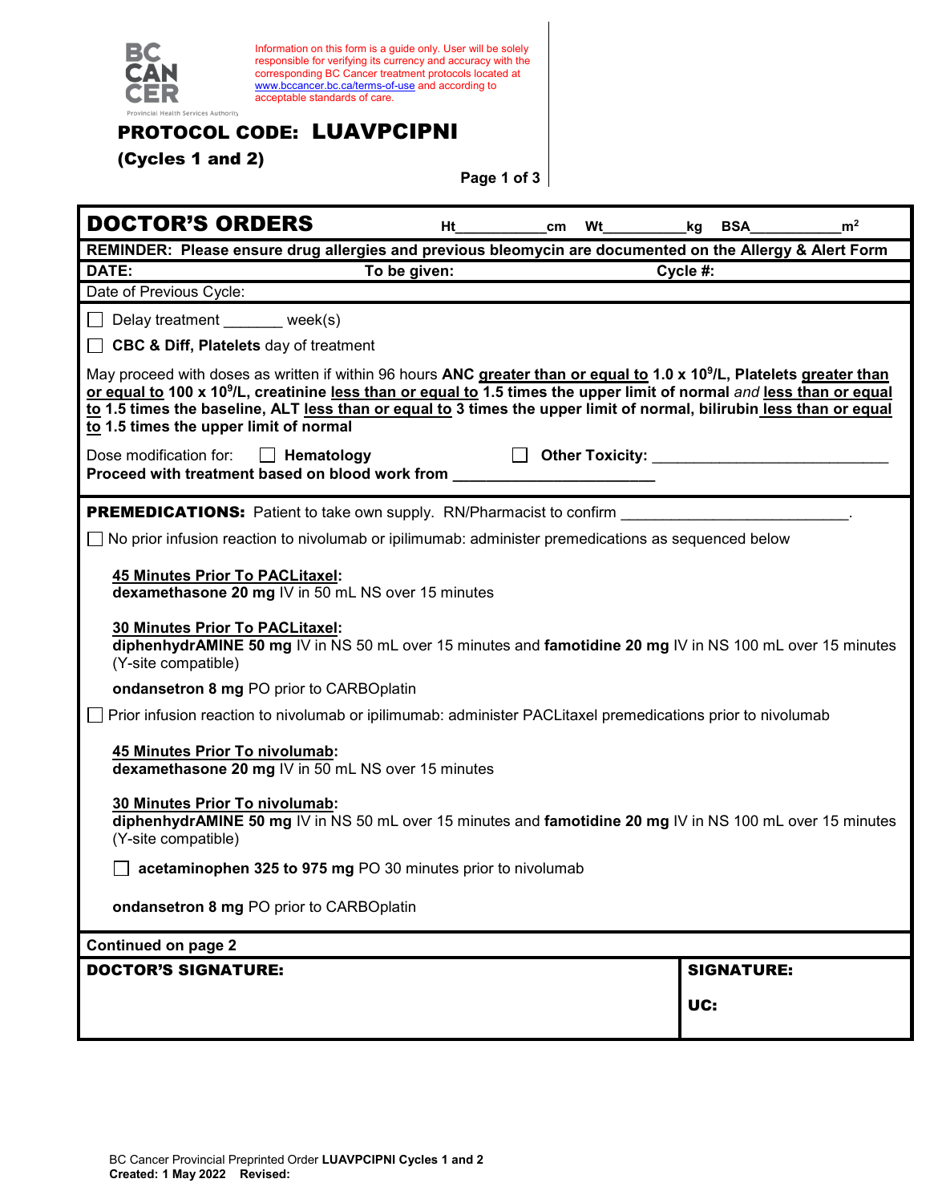BC CANCER
Provincial Health Services Authority

Information on this form is a guide only. User will be solely responsible for verifying its currency and accuracy with the corresponding BC Cancer treatment protocols located at www.bccancer.bc.ca/terms-of-use and according to acceptable standards of care.

# PROTOCOL CODE: LUAVPCIPNI

**(Cycles 1 and 2)**

## DOCTOR'S ORDERS

Ht__________cm Wt__________kg BSA__________$m^2$

**REMINDER: Please ensure drug allergies and previous bleomycin are documented on the Allergy & Alert Form**

**DATE:** **To be given:** **Cycle #:**

Date of Previous Cycle:

☐ Delay treatment _______ week(s)

☐ **CBC & Diff, Platelets** day of treatment

May proceed with doses as written if within 96 hours **ANC** **greater than or equal to** **1.0 x $10^9$/L, Platelets** **greater than or equal to** **100 x $10^9$/L, creatinine** **less than or equal to** **1.5 times the upper limit of normal** *and* **less than or equal to** **1.5 times the baseline, ALT** **less than or equal to** **3 times the upper limit of normal, bilirubin** **less than or equal to** **1.5 times the upper limit of normal**

Dose modification for: ☐ **Hematology** ☐ **Other Toxicity:** ____________________________

**Proceed with treatment based on blood work from** ______________________

**PREMEDICATIONS:** Patient to take own supply. RN/Pharmacist to confirm __________________________.

☐ No prior infusion reaction to nivolumab or ipilimumab: administer premedications as sequenced below

**45 Minutes Prior To PACLitaxel:**
**dexamethasone 20 mg** IV in 50 mL NS over 15 minutes

**30 Minutes Prior To PACLitaxel:**
**diphenhydrAMINE 50 mg** IV in NS 50 mL over 15 minutes and **famotidine 20 mg** IV in NS 100 mL over 15 minutes (Y-site compatible)

**ondansetron 8 mg** PO prior to CARBOplatin

☐ Prior infusion reaction to nivolumab or ipilimumab: administer PACLitaxel premedications prior to nivolumab

**45 Minutes Prior To nivolumab:**
**dexamethasone 20 mg** IV in 50 mL NS over 15 minutes

**30 Minutes Prior To nivolumab:**
**diphenhydrAMINE 50 mg** IV in NS 50 mL over 15 minutes and **famotidine 20 mg** IV in NS 100 mL over 15 minutes (Y-site compatible)

☐ **acetaminophen 325 to 975 mg** PO 30 minutes prior to nivolumab

**ondansetron 8 mg** PO prior to CARBOplatin

**Continued on page 2**

| **DOCTOR'S SIGNATURE:** | **SIGNATURE:** <br> **UC:** |
|---|---|

BC Cancer Provincial Preprinted Order **LUAVPCIPNI Cycles 1 and 2**
**Created: 1 May 2022 Revised:**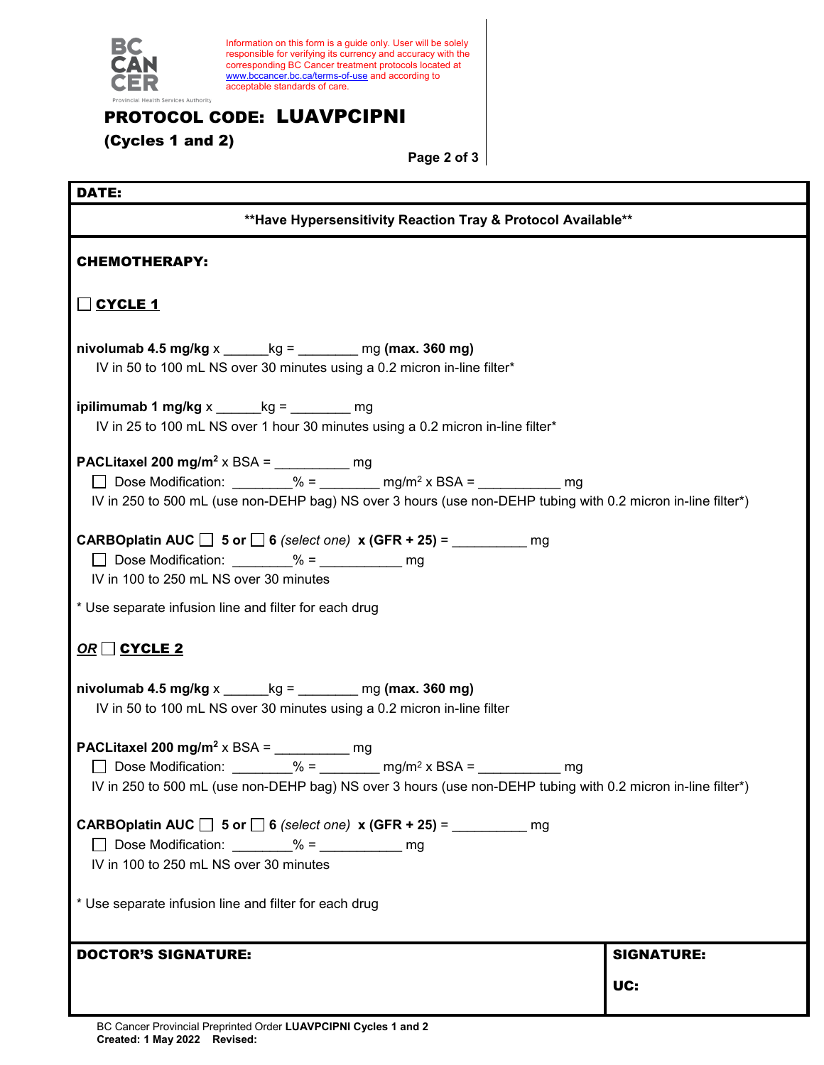Information on this form is a guide only. User will be solely responsible for verifying its currency and accuracy with the corresponding BC Cancer treatment protocols located at www.bccancer.bc.ca/terms-of-use and according to acceptable standards of care.

**PROTOCOL CODE: LUAVPCIPNI**

**(Cycles 1 and 2)**

**DATE:**

**\*\*Have Hypersensitivity Reaction Tray & Protocol Available\*\***

**CHEMOTHERAPY:**

☐ **CYCLE 1**

**nivolumab 4.5 mg/kg** x ______kg = ________ mg **(max. 360 mg)**
IV in 50 to 100 mL NS over 30 minutes using a 0.2 micron in-line filter*

**ipilimumab 1 mg/kg** x ______kg = ________ mg
IV in 25 to 100 mL NS over 1 hour 30 minutes using a 0.2 micron in-line filter*

**PACLitaxel 200 mg/m²** x BSA = __________ mg
☐ Dose Modification: ________% = ________ mg/m² x BSA = ___________ mg
IV in 250 to 500 mL (use non-DEHP bag) NS over 3 hours (use non-DEHP tubing with 0.2 micron in-line filter*)

**CARBOplatin AUC** ☐ **5 or** ☐ **6** *(select one)* **x (GFR + 25)** = __________ mg
☐ Dose Modification: ________% = ___________ mg
IV in 100 to 250 mL NS over 30 minutes

* Use separate infusion line and filter for each drug

***OR*** ☐ **CYCLE 2**

**nivolumab 4.5 mg/kg** x ______kg = ________ mg **(max. 360 mg)**
IV in 50 to 100 mL NS over 30 minutes using a 0.2 micron in-line filter

**PACLitaxel 200 mg/m²** x BSA = __________ mg
☐ Dose Modification: ________% = ________ mg/m² x BSA = ___________ mg
IV in 250 to 500 mL (use non-DEHP bag) NS over 3 hours (use non-DEHP tubing with 0.2 micron in-line filter*)

**CARBOplatin AUC** ☐ **5 or** ☐ **6** *(select one)* **x (GFR + 25)** = __________ mg
☐ Dose Modification: ________% = ___________ mg
IV in 100 to 250 mL NS over 30 minutes

* Use separate infusion line and filter for each drug

| **DOCTOR'S SIGNATURE:** | **SIGNATURE:**<br><br>**UC:** |
|---|---|

BC Cancer Provincial Preprinted Order **LUAVPCIPNI Cycles 1 and 2**
**Created: 1 May 2022 Revised:**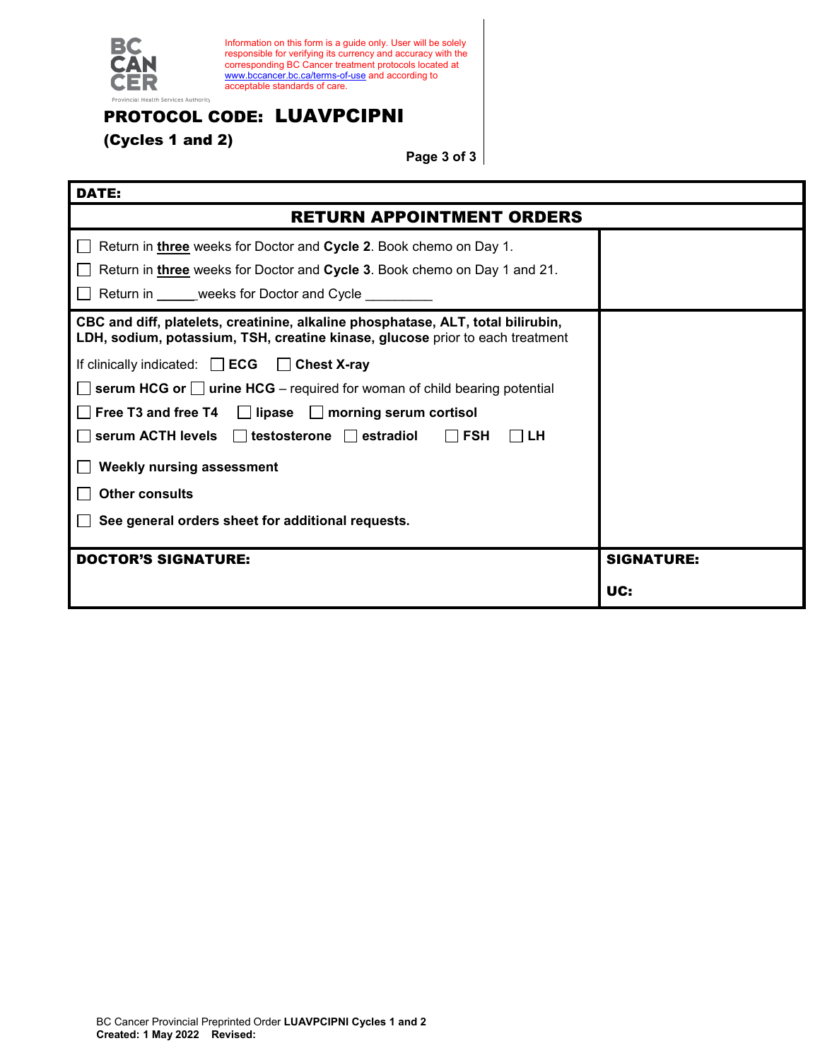Information on this form is a guide only. User will be solely responsible for verifying its currency and accuracy with the corresponding BC Cancer treatment protocols located at www.bccancer.bc.ca/terms-of-use and according to acceptable standards of care.

**PROTOCOL CODE: LUAVPCIPNI**
**(Cycles 1 and 2)**

| **DATE:** | |
|---|---|
| **RETURN APPOINTMENT ORDERS** | |
| ☐ Return in **three** weeks for Doctor and **Cycle 2**. Book chemo on Day 1.<br>☐ Return in **three** weeks for Doctor and **Cycle 3**. Book chemo on Day 1 and 21.<br>☐ Return in _____weeks for Doctor and Cycle _________ | |
| **CBC and diff, platelets, creatinine, alkaline phosphatase, ALT, total bilirubin, LDH, sodium, potassium, TSH, creatine kinase, glucose** prior to each treatment<br>If clinically indicated: ☐ **ECG** ☐ **Chest X-ray**<br>☐ **serum HCG or** ☐ **urine HCG** – required for woman of child bearing potential<br>☐ **Free T3 and free T4** ☐ **lipase** ☐ **morning serum cortisol**<br>☐ **serum ACTH levels** ☐ **testosterone** ☐ **estradiol** ☐ **FSH** ☐ **LH**<br>☐ **Weekly nursing assessment**<br>☐ **Other consults**<br>☐ **See general orders sheet for additional requests.** | |
| **DOCTOR'S SIGNATURE:** | **SIGNATURE:**<br><br>**UC:** |

BC Cancer Provincial Preprinted Order **LUAVPCIPNI Cycles 1 and 2**
**Created: 1 May 2022 Revised:**